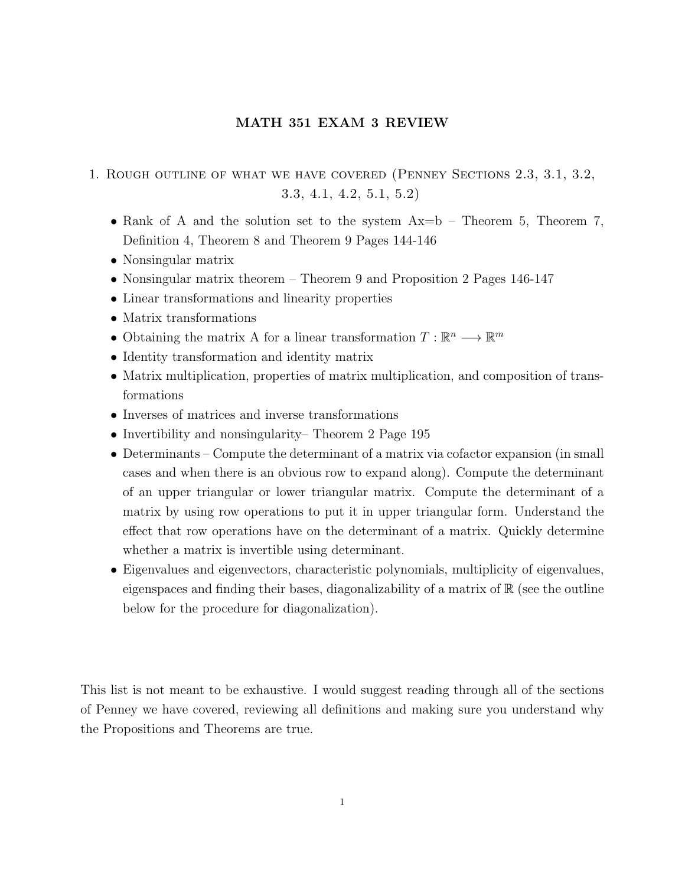# MATH 351 EXAM 3 REVIEW

## 1. Rough outline of what we have covered (Penney Sections 2.3, 3.1, 3.2, 3.3, 4.1, 4.2, 5.1, 5.2)

- Rank of A and the solution set to the system Ax=b – Theorem 5, Theorem 7, Definition 4, Theorem 8 and Theorem 9 Pages 144-146
- Nonsingular matrix
- Nonsingular matrix theorem – Theorem 9 and Proposition 2 Pages 146-147
- Linear transformations and linearity properties
- Matrix transformations
- Obtaining the matrix A for a linear transformation $T : \mathbb{R}^n \longrightarrow \mathbb{R}^m$
- Identity transformation and identity matrix
- Matrix multiplication, properties of matrix multiplication, and composition of transformations
- Inverses of matrices and inverse transformations
- Invertibility and nonsingularity– Theorem 2 Page 195
- Determinants – Compute the determinant of a matrix via cofactor expansion (in small cases and when there is an obvious row to expand along). Compute the determinant of an upper triangular or lower triangular matrix. Compute the determinant of a matrix by using row operations to put it in upper triangular form. Understand the effect that row operations have on the determinant of a matrix. Quickly determine whether a matrix is invertible using determinant.
- Eigenvalues and eigenvectors, characteristic polynomials, multiplicity of eigenvalues, eigenspaces and finding their bases, diagonalizability of a matrix of $\mathbb{R}$ (see the outline below for the procedure for diagonalization).

This list is not meant to be exhaustive. I would suggest reading through all of the sections of Penney we have covered, reviewing all definitions and making sure you understand why the Propositions and Theorems are true.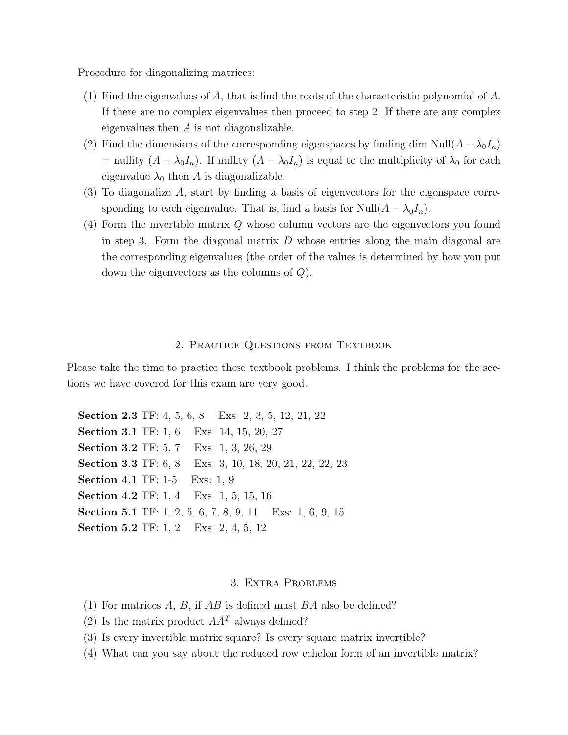Procedure for diagonalizing matrices:

1. Find the eigenvalues of $A$, that is find the roots of the characteristic polynomial of $A$. If there are no complex eigenvalues then proceed to step 2. If there are any complex eigenvalues then $A$ is not diagonalizable.
2. Find the dimensions of the corresponding eigenspaces by finding dim Null$(A - \lambda_0 I_n)$ = nullity $(A - \lambda_0 I_n)$. If nullity $(A - \lambda_0 I_n)$ is equal to the multiplicity of $\lambda_0$ for each eigenvalue $\lambda_0$ then $A$ is diagonalizable.
3. To diagonalize $A$, start by finding a basis of eigenvectors for the eigenspace corresponding to each eigenvalue. That is, find a basis for Null$(A - \lambda_0 I_n)$.
4. Form the invertible matrix $Q$ whose column vectors are the eigenvectors you found in step 3. Form the diagonal matrix $D$ whose entries along the main diagonal are the corresponding eigenvalues (the order of the values is determined by how you put down the eigenvectors as the columns of $Q$).

## 2. Practice Questions from Textbook

Please take the time to practice these textbook problems. I think the problems for the sections we have covered for this exam are very good.

**Section 2.3** TF: 4, 5, 6, 8 Exs: 2, 3, 5, 12, 21, 22
**Section 3.1** TF: 1, 6 Exs: 14, 15, 20, 27
**Section 3.2** TF: 5, 7 Exs: 1, 3, 26, 29
**Section 3.3** TF: 6, 8 Exs: 3, 10, 18, 20, 21, 22, 22, 23
**Section 4.1** TF: 1-5 Exs: 1, 9
**Section 4.2** TF: 1, 4 Exs: 1, 5, 15, 16
**Section 5.1** TF: 1, 2, 5, 6, 7, 8, 9, 11 Exs: 1, 6, 9, 15
**Section 5.2** TF: 1, 2 Exs: 2, 4, 5, 12

## 3. Extra Problems

1. For matrices $A$, $B$, if $AB$ is defined must $BA$ also be defined?
2. Is the matrix product $AA^T$ always defined?
3. Is every invertible matrix square? Is every square matrix invertible?
4. What can you say about the reduced row echelon form of an invertible matrix?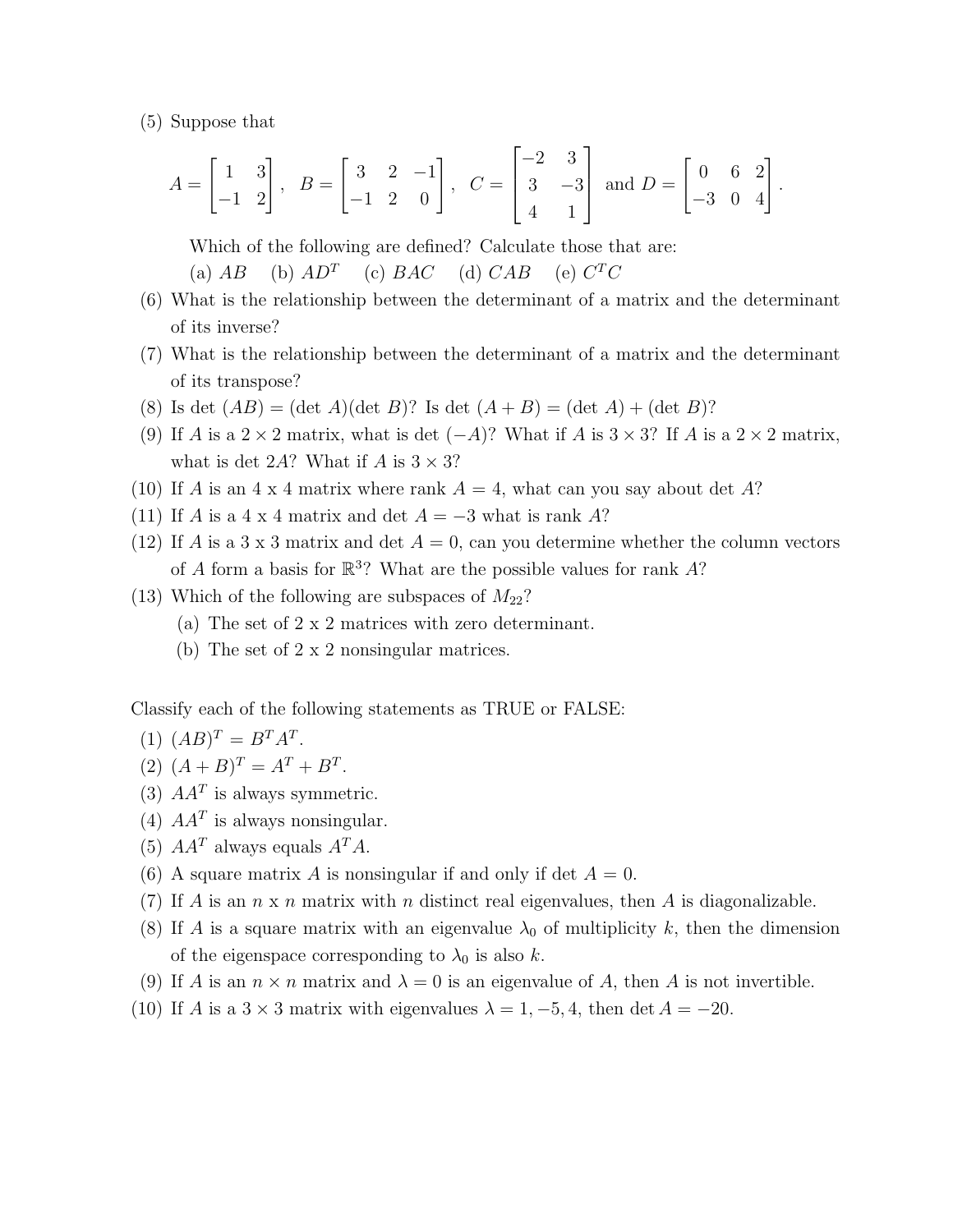(5) Suppose that

$$A = \begin{bmatrix} 1 & 3 \\ -1 & 2 \end{bmatrix}, \quad B = \begin{bmatrix} 3 & 2 & -1 \\ -1 & 2 & 0 \end{bmatrix}, \quad C = \begin{bmatrix} -2 & 3 \\ 3 & -3 \\ 4 & 1 \end{bmatrix} \text{ and } D = \begin{bmatrix} 0 & 6 & 2 \\ -3 & 0 & 4 \end{bmatrix}.$$

Which of the following are defined? Calculate those that are:
(a) $AB$ (b) $AD^T$ (c) $BAC$ (d) $CAB$ (e) $C^TC$

(6) What is the relationship between the determinant of a matrix and the determinant of its inverse?

(7) What is the relationship between the determinant of a matrix and the determinant of its transpose?

(8) Is det $(AB) =$ (det $A$)(det $B$)? Is det $(A + B) =$ (det $A$) $+$ (det $B$)?

(9) If $A$ is a $2 \times 2$ matrix, what is det $(-A)$? What if $A$ is $3 \times 3$? If $A$ is a $2 \times 2$ matrix, what is det $2A$? What if $A$ is $3 \times 3$?

(10) If $A$ is an 4 x 4 matrix where rank $A = 4$, what can you say about det $A$?

(11) If $A$ is a 4 x 4 matrix and det $A = -3$ what is rank $A$?

(12) If $A$ is a 3 x 3 matrix and det $A = 0$, can you determine whether the column vectors of $A$ form a basis for $\mathbb{R}^3$? What are the possible values for rank $A$?

(13) Which of the following are subspaces of $M_{22}$?
   (a) The set of 2 x 2 matrices with zero determinant.
   (b) The set of 2 x 2 nonsingular matrices.

Classify each of the following statements as TRUE or FALSE:

(1) $(AB)^T = B^T A^T$.

(2) $(A + B)^T = A^T + B^T$.

(3) $AA^T$ is always symmetric.

(4) $AA^T$ is always nonsingular.

(5) $AA^T$ always equals $A^T A$.

(6) A square matrix $A$ is nonsingular if and only if det $A = 0$.

(7) If $A$ is an $n$ x $n$ matrix with $n$ distinct real eigenvalues, then $A$ is diagonalizable.

(8) If $A$ is a square matrix with an eigenvalue $\lambda_0$ of multiplicity $k$, then the dimension of the eigenspace corresponding to $\lambda_0$ is also $k$.

(9) If $A$ is an $n \times n$ matrix and $\lambda = 0$ is an eigenvalue of $A$, then $A$ is not invertible.

(10) If $A$ is a $3 \times 3$ matrix with eigenvalues $\lambda = 1, -5, 4$, then det $A = -20$.